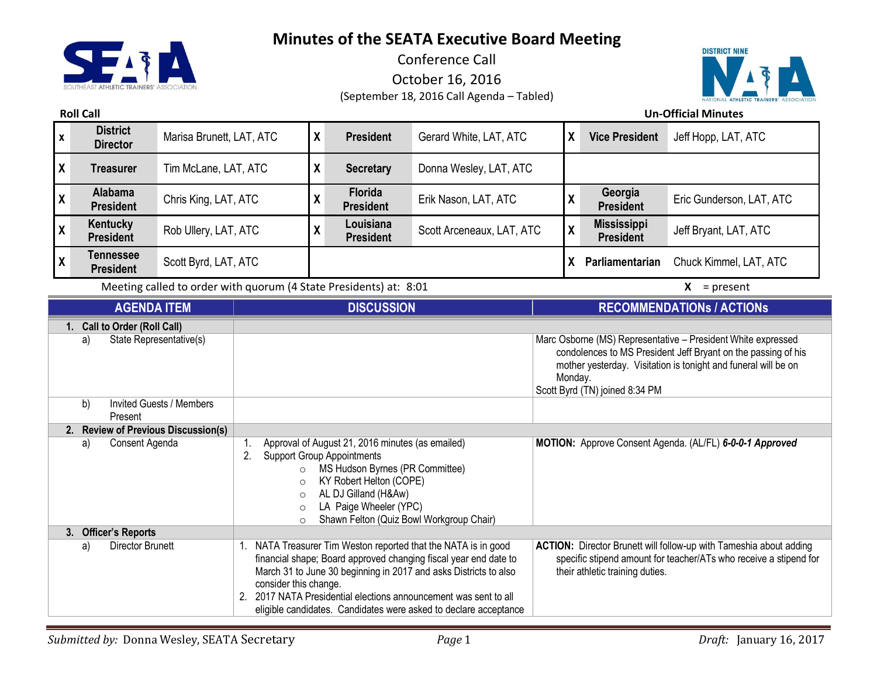# Minutes of the SEATA Executive Board Meeting

Conference Call

October 16, 2016

(September 18, 2016 Call Agenda – Tabled)

**Roll Call** | **Un-Official Minutes**

| | | | | | | | | |
|---|---|---|---|---|---|---|---|---|
| x | **District Director** | Marisa Brunett, LAT, ATC | X | **President** | Gerard White, LAT, ATC | X | **Vice President** | Jeff Hopp, LAT, ATC |
| X | **Treasurer** | Tim McLane, LAT, ATC | X | **Secretary** | Donna Wesley, LAT, ATC | | | |
| X | **Alabama President** | Chris King, LAT, ATC | X | **Florida President** | Erik Nason, LAT, ATC | X | **Georgia President** | Eric Gunderson, LAT, ATC |
| X | **Kentucky President** | Rob Ullery, LAT, ATC | X | **Louisiana President** | Scott Arceneaux, LAT, ATC | X | **Mississippi President** | Jeff Bryant, LAT, ATC |
| X | **Tennessee President** | Scott Byrd, LAT, ATC | | | | X | **Parliamentarian** | Chuck Kimmel, LAT, ATC |

Meeting called to order with quorum (4 State Presidents) at: 8:01 — **X** = present

| AGENDA ITEM | DISCUSSION | RECOMMENDATIONs / ACTIONs |
|---|---|---|
| **1. Call to Order (Roll Call)** | | |
| a) State Representative(s) | | Marc Osborne (MS) Representative – President White expressed condolences to MS President Jeff Bryant on the passing of his mother yesterday. Visitation is tonight and funeral will be on Monday.<br>Scott Byrd (TN) joined 8:34 PM |
| b) Invited Guests / Members Present | | |
| **2. Review of Previous Discussion(s)** | | |
| a) Consent Agenda | 1. Approval of August 21, 2016 minutes (as emailed)<br>2. Support Group Appointments<br>○ MS Hudson Byrnes (PR Committee)<br>○ KY Robert Helton (COPE)<br>○ AL DJ Gilland (H&Aw)<br>○ LA Paige Wheeler (YPC)<br>○ Shawn Felton (Quiz Bowl Workgroup Chair) | **MOTION:** Approve Consent Agenda. (AL/FL) ***6-0-0-1 Approved*** |
| **3. Officer's Reports** | | |
| a) Director Brunett | 1. NATA Treasurer Tim Weston reported that the NATA is in good financial shape; Board approved changing fiscal year end date to March 31 to June 30 beginning in 2017 and asks Districts to also consider this change.<br>2. 2017 NATA Presidential elections announcement was sent to all eligible candidates. Candidates were asked to declare acceptance | **ACTION:** Director Brunett will follow-up with Tameshia about adding specific stipend amount for teacher/ATs who receive a stipend for their athletic training duties. |

*Submitted by:* Donna Wesley, SEATA Secretary — *Draft:* January 16, 2017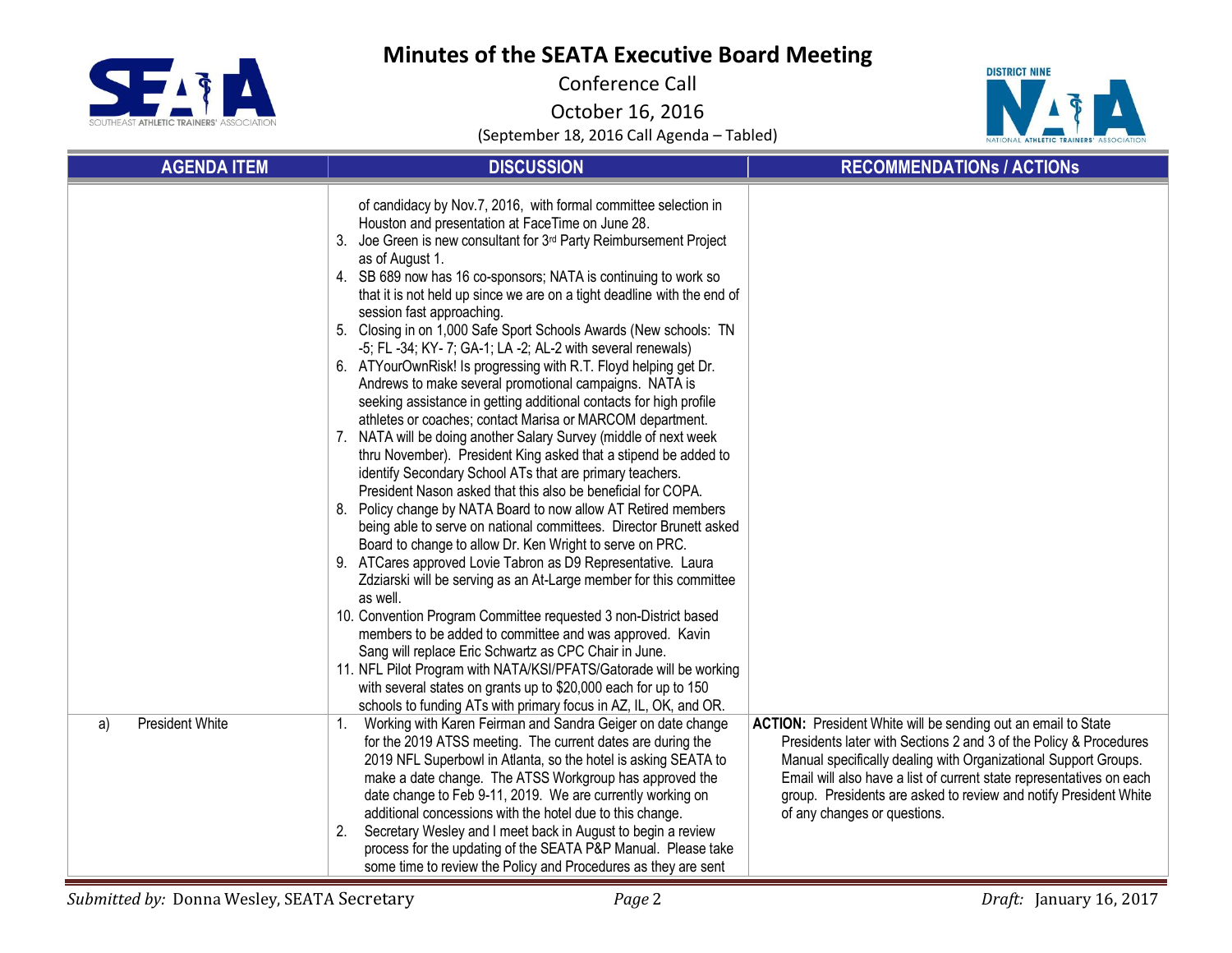# Minutes of the SEATA Executive Board Meeting

Conference Call

October 16, 2016

(September 18, 2016 Call Agenda – Tabled)

| AGENDA ITEM | DISCUSSION | RECOMMENDATIONs / ACTIONs |
|---|---|---|
| | of candidacy by Nov.7, 2016, with formal committee selection in Houston and presentation at FaceTime on June 28.<br>3. Joe Green is new consultant for 3rd Party Reimbursement Project as of August 1.<br>4. SB 689 now has 16 co-sponsors; NATA is continuing to work so that it is not held up since we are on a tight deadline with the end of session fast approaching.<br>5. Closing in on 1,000 Safe Sport Schools Awards (New schools: TN -5; FL -34; KY- 7; GA-1; LA -2; AL-2 with several renewals)<br>6. ATYourOwnRisk! Is progressing with R.T. Floyd helping get Dr. Andrews to make several promotional campaigns. NATA is seeking assistance in getting additional contacts for high profile athletes or coaches; contact Marisa or MARCOM department.<br>7. NATA will be doing another Salary Survey (middle of next week thru November). President King asked that a stipend be added to identify Secondary School ATs that are primary teachers. President Nason asked that this also be beneficial for COPA.<br>8. Policy change by NATA Board to now allow AT Retired members being able to serve on national committees. Director Brunett asked Board to change to allow Dr. Ken Wright to serve on PRC.<br>9. ATCares approved Lovie Tabron as D9 Representative. Laura Zdziarski will be serving as an At-Large member for this committee as well.<br>10. Convention Program Committee requested 3 non-District based members to be added to committee and was approved. Kavin Sang will replace Eric Schwartz as CPC Chair in June.<br>11. NFL Pilot Program with NATA/KSI/PFATS/Gatorade will be working with several states on grants up to $20,000 each for up to 150 schools to funding ATs with primary focus in AZ, IL, OK, and OR. | |
| a) President White | 1. Working with Karen Feirman and Sandra Geiger on date change for the 2019 ATSS meeting. The current dates are during the 2019 NFL Superbowl in Atlanta, so the hotel is asking SEATA to make a date change. The ATSS Workgroup has approved the date change to Feb 9-11, 2019. We are currently working on additional concessions with the hotel due to this change.<br>2. Secretary Wesley and I meet back in August to begin a review process for the updating of the SEATA P&P Manual. Please take some time to review the Policy and Procedures as they are sent | **ACTION:** President White will be sending out an email to State Presidents later with Sections 2 and 3 of the Policy & Procedures Manual specifically dealing with Organizational Support Groups. Email will also have a list of current state representatives on each group. Presidents are asked to review and notify President White of any changes or questions. |

*Submitted by:* Donna Wesley, SEATA Secretary — *Draft:* January 16, 2017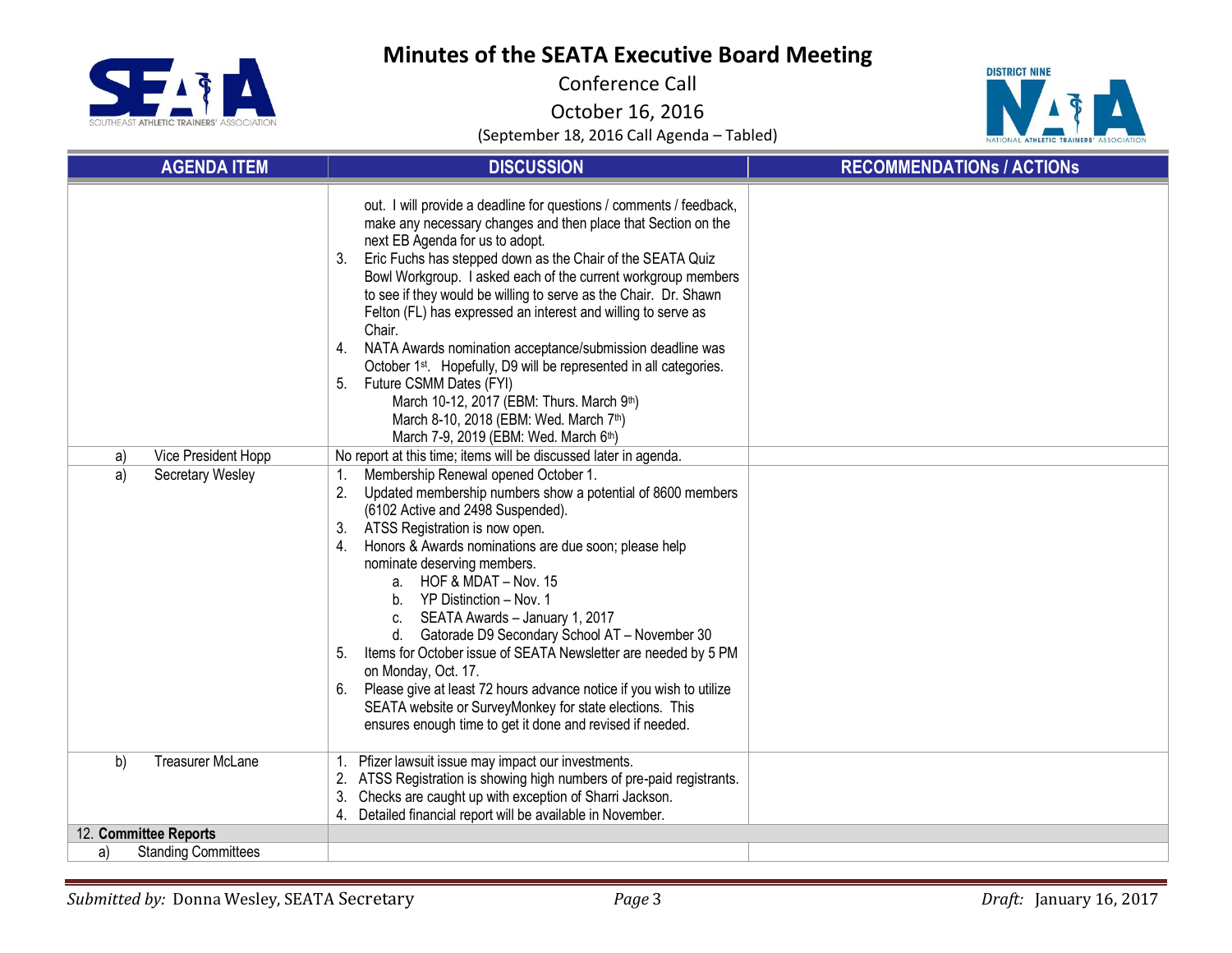# Minutes of the SEATA Executive Board Meeting

Conference Call

October 16, 2016

(September 18, 2016 Call Agenda – Tabled)

| AGENDA ITEM | DISCUSSION | RECOMMENDATIONs / ACTIONs |
|---|---|---|
| | out. I will provide a deadline for questions / comments / feedback, make any necessary changes and then place that Section on the next EB Agenda for us to adopt.<br>3. Eric Fuchs has stepped down as the Chair of the SEATA Quiz Bowl Workgroup. I asked each of the current workgroup members to see if they would be willing to serve as the Chair. Dr. Shawn Felton (FL) has expressed an interest and willing to serve as Chair.<br>4. NATA Awards nomination acceptance/submission deadline was October 1st. Hopefully, D9 will be represented in all categories.<br>5. Future CSMM Dates (FYI)<br>March 10-12, 2017 (EBM: Thurs. March 9th)<br>March 8-10, 2018 (EBM: Wed. March 7th)<br>March 7-9, 2019 (EBM: Wed. March 6th) | |
| a) Vice President Hopp | No report at this time; items will be discussed later in agenda. | |
| a) Secretary Wesley | 1. Membership Renewal opened October 1.<br>2. Updated membership numbers show a potential of 8600 members (6102 Active and 2498 Suspended).<br>3. ATSS Registration is now open.<br>4. Honors & Awards nominations are due soon; please help nominate deserving members.<br>a. HOF & MDAT – Nov. 15<br>b. YP Distinction – Nov. 1<br>c. SEATA Awards – January 1, 2017<br>d. Gatorade D9 Secondary School AT – November 30<br>5. Items for October issue of SEATA Newsletter are needed by 5 PM on Monday, Oct. 17.<br>6. Please give at least 72 hours advance notice if you wish to utilize SEATA website or SurveyMonkey for state elections. This ensures enough time to get it done and revised if needed. | |
| b) Treasurer McLane | 1. Pfizer lawsuit issue may impact our investments.<br>2. ATSS Registration is showing high numbers of pre-paid registrants.<br>3. Checks are caught up with exception of Sharri Jackson.<br>4. Detailed financial report will be available in November. | |
| 12. **Committee Reports** | | |
| a) Standing Committees | | |

*Submitted by:* Donna Wesley, SEATA Secretary

*Draft:* January 16, 2017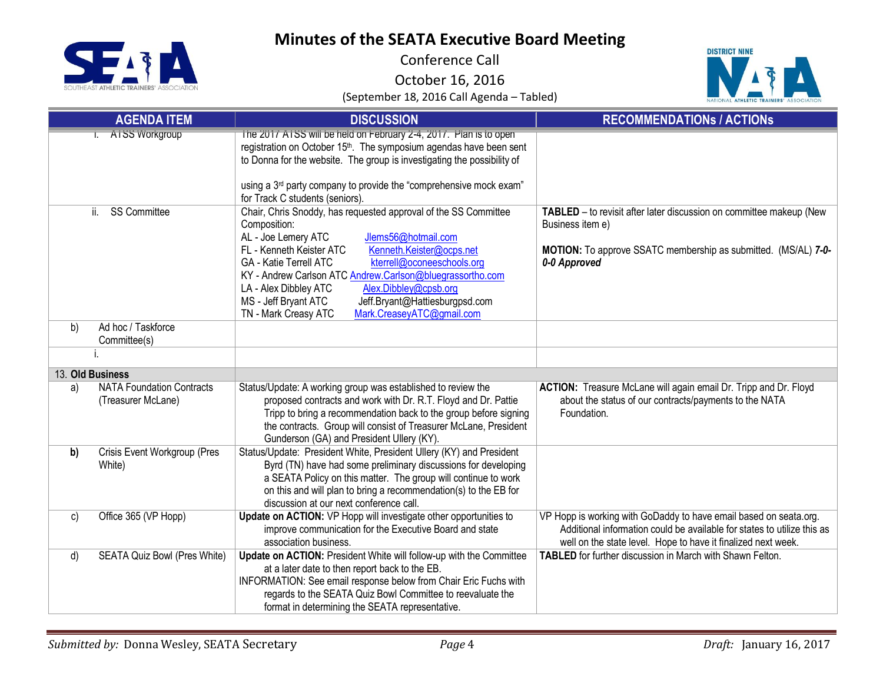| AGENDA ITEM | DISCUSSION | RECOMMENDATIONs / ACTIONs |
|---|---|---|
| i. ATSS Workgroup | The 2017 ATSS will be held on February 2-4, 2017. Plan is to open registration on October 15th. The symposium agendas have been sent to Donna for the website. The group is investigating the possibility of using a 3rd party company to provide the "comprehensive mock exam" for Track C students (seniors). | |
| ii. SS Committee | Chair, Chris Snoddy, has requested approval of the SS Committee Composition:<br>AL - Joe Lemery ATC Jlems56@hotmail.com<br>FL - Kenneth Keister ATC Kenneth.Keister@ocps.net<br>GA - Katie Terrell ATC kterrell@oconeeschools.org<br>KY - Andrew Carlson ATC Andrew.Carlson@bluegrassortho.com<br>LA - Alex Dibbley ATC Alex.Dibbley@cpsb.org<br>MS - Jeff Bryant ATC Jeff.Bryant@Hattiesburgpsd.com<br>TN - Mark Creasy ATC Mark.CreaseyATC@gmail.com | **TABLED** – to revisit after later discussion on committee makeup (New Business item e)<br><br>**MOTION:** To approve SSATC membership as submitted. (MS/AL) ***7-0-0-0 Approved*** |
| b) Ad hoc / Taskforce Committee(s) | | |
| i. | | |
| **13. Old Business** | | |
| a) NATA Foundation Contracts (Treasurer McLane) | Status/Update: A working group was established to review the proposed contracts and work with Dr. R.T. Floyd and Dr. Pattie Tripp to bring a recommendation back to the group before signing the contracts. Group will consist of Treasurer McLane, President Gunderson (GA) and President Ullery (KY). | **ACTION:** Treasure McLane will again email Dr. Tripp and Dr. Floyd about the status of our contracts/payments to the NATA Foundation. |
| **b)** Crisis Event Workgroup (Pres White) | Status/Update: President White, President Ullery (KY) and President Byrd (TN) have had some preliminary discussions for developing a SEATA Policy on this matter. The group will continue to work on this and will plan to bring a recommendation(s) to the EB for discussion at our next conference call. | |
| c) Office 365 (VP Hopp) | **Update on ACTION:** VP Hopp will investigate other opportunities to improve communication for the Executive Board and state association business. | VP Hopp is working with GoDaddy to have email based on seata.org. Additional information could be available for states to utilize this as well on the state level. Hope to have it finalized next week. |
| d) SEATA Quiz Bowl (Pres White) | **Update on ACTION:** President White will follow-up with the Committee at a later date to then report back to the EB.<br>INFORMATION: See email response below from Chair Eric Fuchs with regards to the SEATA Quiz Bowl Committee to reevaluate the format in determining the SEATA representative. | **TABLED** for further discussion in March with Shawn Felton. |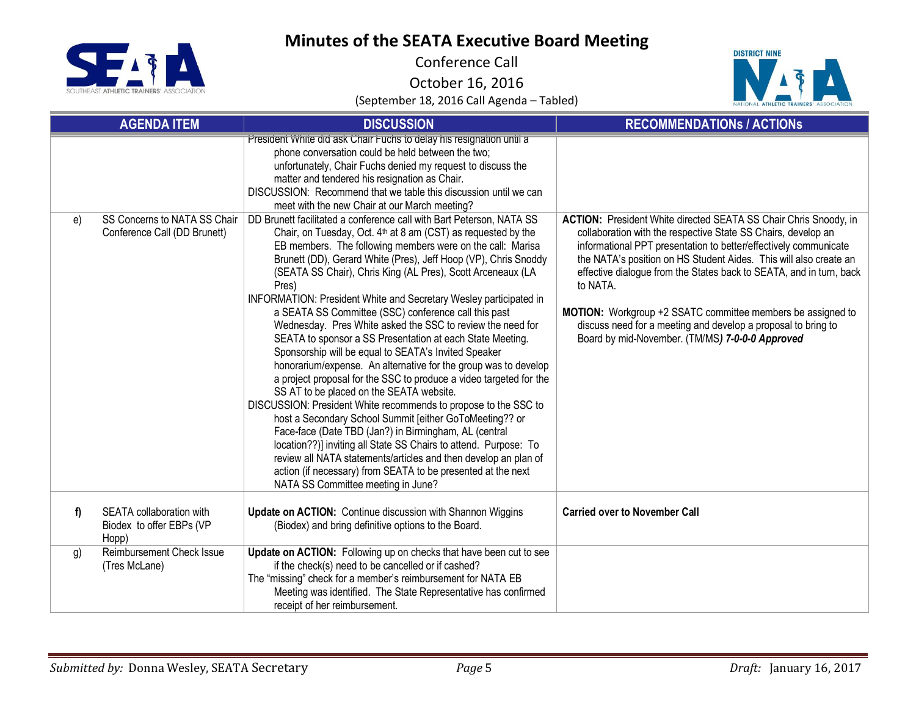# Minutes of the SEATA Executive Board Meeting

Conference Call

October 16, 2016

(September 18, 2016 Call Agenda – Tabled)

| | AGENDA ITEM | DISCUSSION | RECOMMENDATIONs / ACTIONs |
|---|---|---|---|
| | | President White did ask Chair Fuchs to delay his resignation until a phone conversation could be held between the two; unfortunately, Chair Fuchs denied my request to discuss the matter and tendered his resignation as Chair.<br>DISCUSSION: Recommend that we table this discussion until we can meet with the new Chair at our March meeting? | |
| e) | SS Concerns to NATA SS Chair Conference Call (DD Brunett) | DD Brunett facilitated a conference call with Bart Peterson, NATA SS Chair, on Tuesday, Oct. 4th at 8 am (CST) as requested by the EB members. The following members were on the call: Marisa Brunett (DD), Gerard White (Pres), Jeff Hoop (VP), Chris Snoddy (SEATA SS Chair), Chris King (AL Pres), Scott Arceneaux (LA Pres)<br>INFORMATION: President White and Secretary Wesley participated in a SEATA SS Committee (SSC) conference call this past Wednesday. Pres White asked the SSC to review the need for SEATA to sponsor a SS Presentation at each State Meeting. Sponsorship will be equal to SEATA's Invited Speaker honorarium/expense. An alternative for the group was to develop a project proposal for the SSC to produce a video targeted for the SS AT to be placed on the SEATA website.<br>DISCUSSION: President White recommends to propose to the SSC to host a Secondary School Summit [either GoToMeeting?? or Face-face (Date TBD (Jan?) in Birmingham, AL (central location??)] inviting all State SS Chairs to attend. Purpose: To review all NATA statements/articles and then develop an plan of action (if necessary) from SEATA to be presented at the next NATA SS Committee meeting in June? | **ACTION:** President White directed SEATA SS Chair Chris Snoody, in collaboration with the respective State SS Chairs, develop an informational PPT presentation to better/effectively communicate the NATA's position on HS Student Aides. This will also create an effective dialogue from the States back to SEATA, and in turn, back to NATA.<br><br>**MOTION:** Workgroup +2 SSATC committee members be assigned to discuss need for a meeting and develop a proposal to bring to Board by mid-November. (TM/MS***) 7-0-0-0 Approved*** |
| **f)** | SEATA collaboration with Biodex to offer EBPs (VP Hopp) | **Update on ACTION:** Continue discussion with Shannon Wiggins (Biodex) and bring definitive options to the Board. | **Carried over to November Call** |
| g) | Reimbursement Check Issue (Tres McLane) | **Update on ACTION:** Following up on checks that have been cut to see if the check(s) need to be cancelled or if cashed?<br>The "missing" check for a member's reimbursement for NATA EB Meeting was identified. The State Representative has confirmed receipt of her reimbursement. | |

*Submitted by:* Donna Wesley, SEATA Secretary | *Draft:* January 16, 2017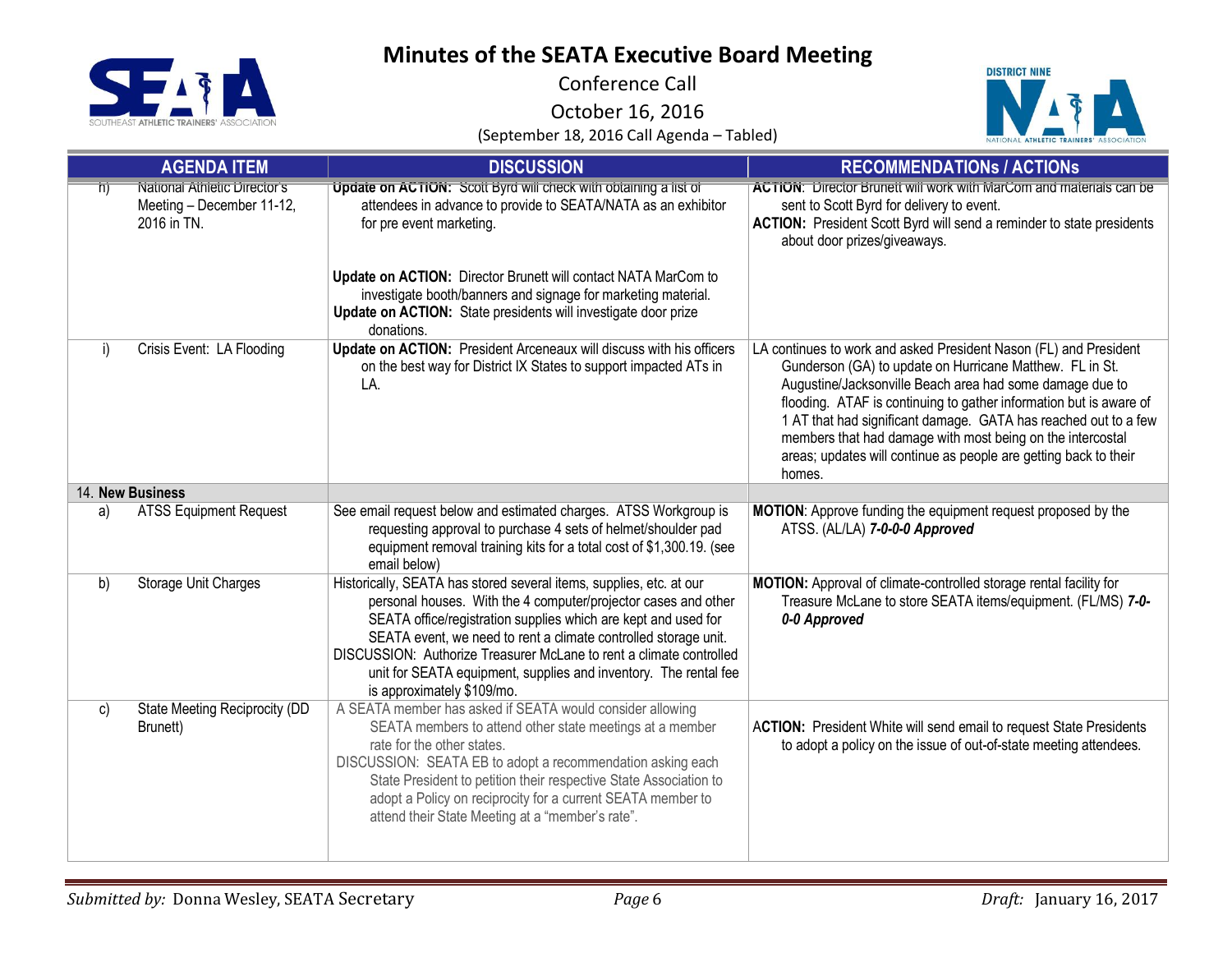# Minutes of the SEATA Executive Board Meeting

Conference Call

October 16, 2016

(September 18, 2016 Call Agenda – Tabled)

| AGENDA ITEM | DISCUSSION | RECOMMENDATIONs / ACTIONs |
|---|---|---|
| h) National Athletic Director's Meeting – December 11-12, 2016 in TN. | **Update on ACTION:** Scott Byrd will check with obtaining a list of attendees in advance to provide to SEATA/NATA as an exhibitor for pre event marketing.<br><br>**Update on ACTION:** Director Brunett will contact NATA MarCom to investigate booth/banners and signage for marketing material.<br>**Update on ACTION:** State presidents will investigate door prize donations. | **ACTION:** Director Brunett will work with MarCom and materials can be sent to Scott Byrd for delivery to event.<br>**ACTION:** President Scott Byrd will send a reminder to state presidents about door prizes/giveaways. |
| i) Crisis Event: LA Flooding | **Update on ACTION:** President Arceneaux will discuss with his officers on the best way for District IX States to support impacted ATs in LA. | LA continues to work and asked President Nason (FL) and President Gunderson (GA) to update on Hurricane Matthew. FL in St. Augustine/Jacksonville Beach area had some damage due to flooding. ATAF is continuing to gather information but is aware of 1 AT that had significant damage. GATA has reached out to a few members that had damage with most being on the intercostal areas; updates will continue as people are getting back to their homes. |
| 14. **New Business** | | |
| a) ATSS Equipment Request | See email request below and estimated charges. ATSS Workgroup is requesting approval to purchase 4 sets of helmet/shoulder pad equipment removal training kits for a total cost of $1,300.19. (see email below) | **MOTION**: Approve funding the equipment request proposed by the ATSS. (AL/LA) ***7-0-0-0 Approved*** |
| b) Storage Unit Charges | Historically, SEATA has stored several items, supplies, etc. at our personal houses. With the 4 computer/projector cases and other SEATA office/registration supplies which are kept and used for SEATA event, we need to rent a climate controlled storage unit.<br>DISCUSSION: Authorize Treasurer McLane to rent a climate controlled unit for SEATA equipment, supplies and inventory. The rental fee is approximately $109/mo. | **MOTION:** Approval of climate-controlled storage rental facility for Treasure McLane to store SEATA items/equipment. (FL/MS) ***7-0-0-0 Approved*** |
| c) State Meeting Reciprocity (DD Brunett) | A SEATA member has asked if SEATA would consider allowing SEATA members to attend other state meetings at a member rate for the other states.<br>DISCUSSION: SEATA EB to adopt a recommendation asking each State President to petition their respective State Association to adopt a Policy on reciprocity for a current SEATA member to attend their State Meeting at a "member's rate". | **ACTION:** President White will send email to request State Presidents to adopt a policy on the issue of out-of-state meeting attendees. |

*Submitted by:* Donna Wesley, SEATA Secretary    *Draft:* January 16, 2017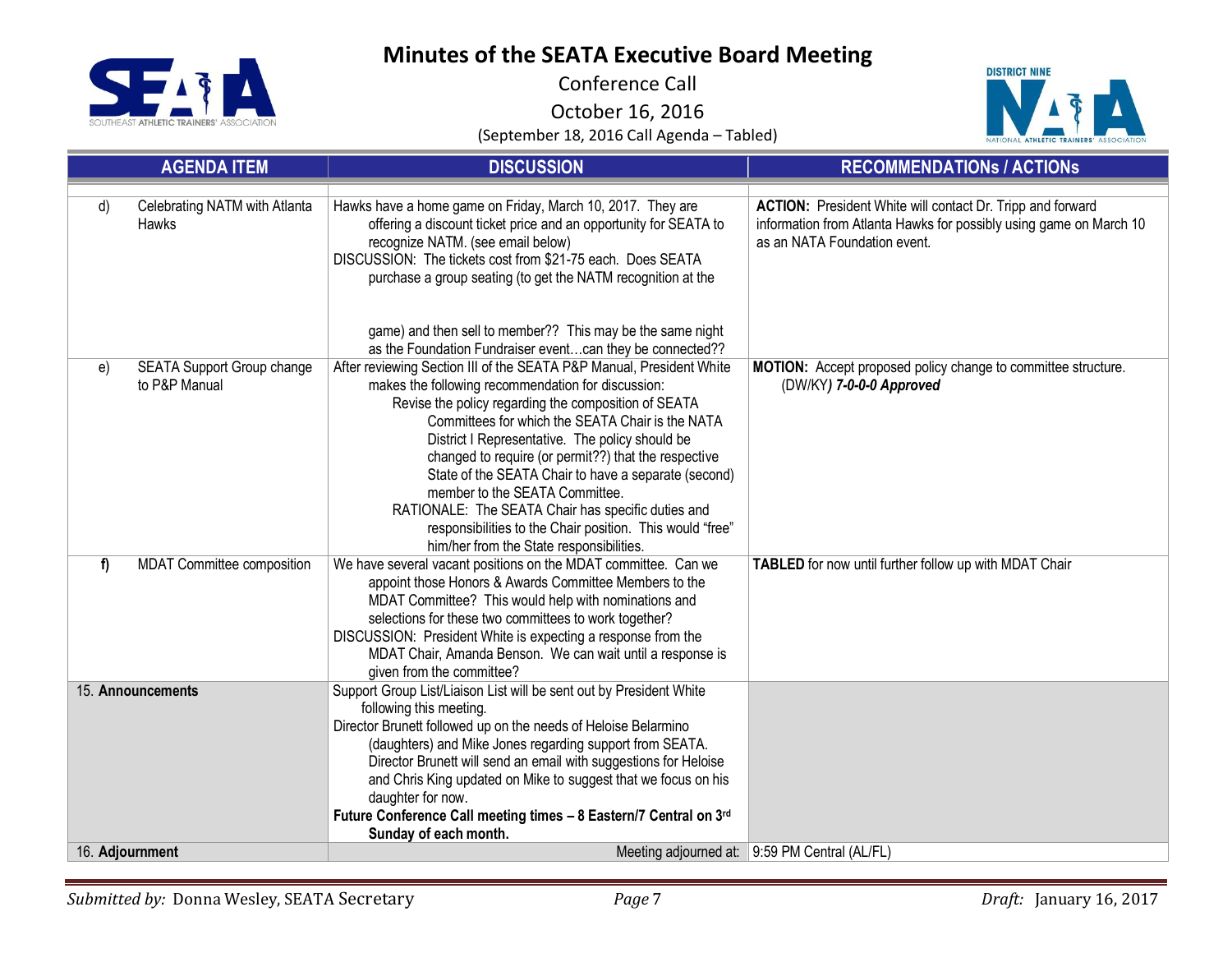# Minutes of the SEATA Executive Board Meeting

Conference Call

October 16, 2016

(September 18, 2016 Call Agenda – Tabled)

| AGENDA ITEM | | DISCUSSION | RECOMMENDATIONs / ACTIONs |
|---|---|---|---|
| d) | Celebrating NATM with Atlanta Hawks | Hawks have a home game on Friday, March 10, 2017. They are offering a discount ticket price and an opportunity for SEATA to recognize NATM. (see email below)<br>DISCUSSION: The tickets cost from $21-75 each. Does SEATA purchase a group seating (to get the NATM recognition at the game) and then sell to member?? This may be the same night as the Foundation Fundraiser event…can they be connected?? | **ACTION:** President White will contact Dr. Tripp and forward information from Atlanta Hawks for possibly using game on March 10 as an NATA Foundation event. |
| e) | SEATA Support Group change to P&P Manual | After reviewing Section III of the SEATA P&P Manual, President White makes the following recommendation for discussion:<br>Revise the policy regarding the composition of SEATA Committees for which the SEATA Chair is the NATA District I Representative. The policy should be changed to require (or permit??) that the respective State of the SEATA Chair to have a separate (second) member to the SEATA Committee.<br>RATIONALE: The SEATA Chair has specific duties and responsibilities to the Chair position. This would "free" him/her from the State responsibilities. | **MOTION:** Accept proposed policy change to committee structure. (DW/KY***) 7-0-0-0 Approved*** |
| **f)** | MDAT Committee composition | We have several vacant positions on the MDAT committee. Can we appoint those Honors & Awards Committee Members to the MDAT Committee? This would help with nominations and selections for these two committees to work together?<br>DISCUSSION: President White is expecting a response from the MDAT Chair, Amanda Benson. We can wait until a response is given from the committee? | **TABLED** for now until further follow up with MDAT Chair |
| 15. **Announcements** | | Support Group List/Liaison List will be sent out by President White following this meeting.<br>Director Brunett followed up on the needs of Heloise Belarmino (daughters) and Mike Jones regarding support from SEATA. Director Brunett will send an email with suggestions for Heloise and Chris King updated on Mike to suggest that we focus on his daughter for now.<br>**Future Conference Call meeting times – 8 Eastern/7 Central on 3rd Sunday of each month.** | |
| 16. **Adjournment** | | Meeting adjourned at: | 9:59 PM Central (AL/FL) |

*Submitted by:* Donna Wesley, SEATA Secretary

*Draft:* January 16, 2017